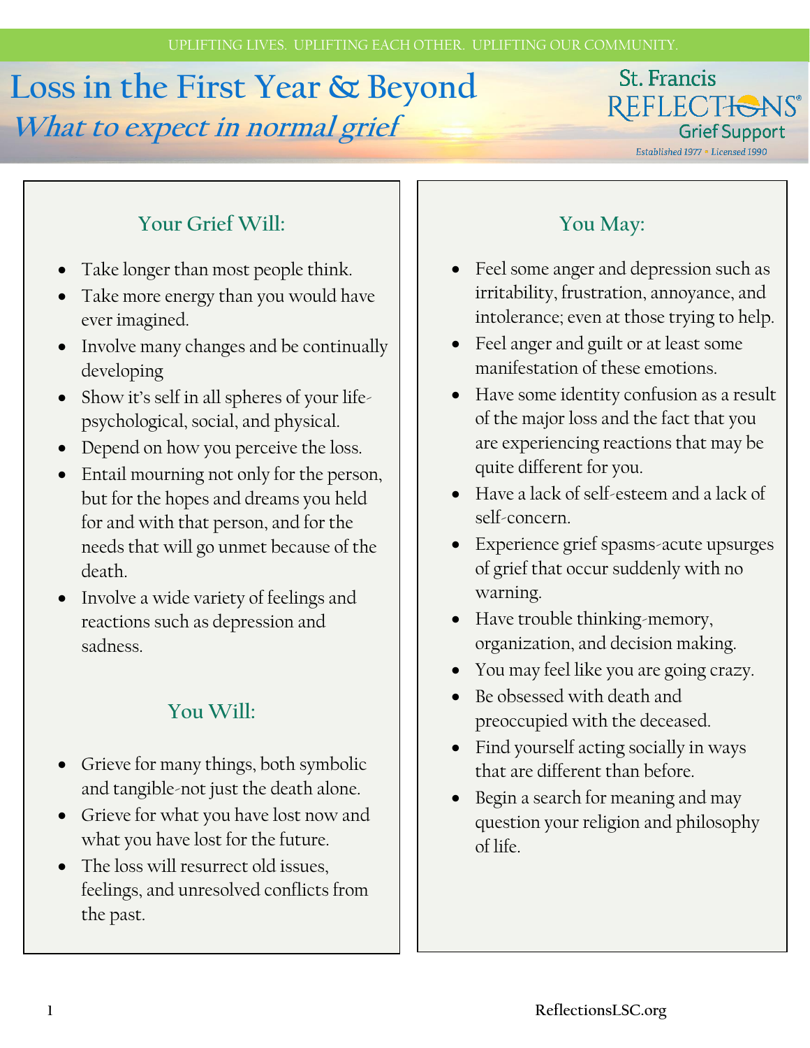UPLIFTING LIVES. UPLIFTING EACH OTHER. UPLIFTING OUR COMMUNITY.

# Loss in the First Year & Beyond

## *What to expect in normal grief*

St. Francis REFLECTIONS® Grief Support
Established 1977 • Licensed 1990

### Your Grief Will:

- Take longer than most people think.
- Take more energy than you would have ever imagined.
- Involve many changes and be continually developing
- Show it's self in all spheres of your life-psychological, social, and physical.
- Depend on how you perceive the loss.
- Entail mourning not only for the person, but for the hopes and dreams you held for and with that person, and for the needs that will go unmet because of the death.
- Involve a wide variety of feelings and reactions such as depression and sadness.

### You Will:

- Grieve for many things, both symbolic and tangible-not just the death alone.
- Grieve for what you have lost now and what you have lost for the future.
- The loss will resurrect old issues, feelings, and unresolved conflicts from the past.

### You May:

- Feel some anger and depression such as irritability, frustration, annoyance, and intolerance; even at those trying to help.
- Feel anger and guilt or at least some manifestation of these emotions.
- Have some identity confusion as a result of the major loss and the fact that you are experiencing reactions that may be quite different for you.
- Have a lack of self-esteem and a lack of self-concern.
- Experience grief spasms-acute upsurges of grief that occur suddenly with no warning.
- Have trouble thinking-memory, organization, and decision making.
- You may feel like you are going crazy.
- Be obsessed with death and preoccupied with the deceased.
- Find yourself acting socially in ways that are different than before.
- Begin a search for meaning and may question your religion and philosophy of life.

ReflectionsLSC.org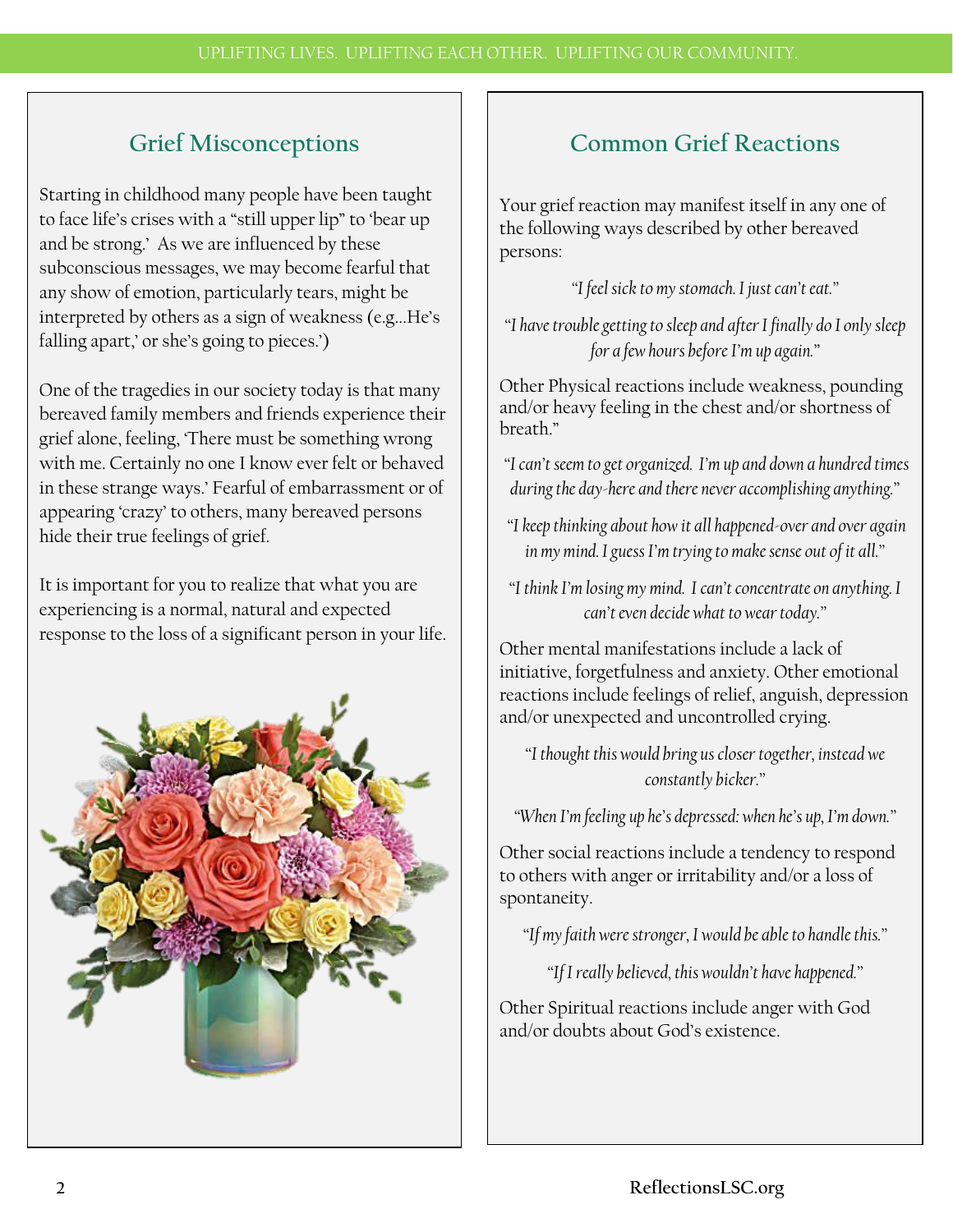## Grief Misconceptions

Starting in childhood many people have been taught to face life's crises with a "still upper lip" to 'bear up and be strong.' As we are influenced by these subconscious messages, we may become fearful that any show of emotion, particularly tears, might be interpreted by others as a sign of weakness (e.g...He's falling apart,' or she's going to pieces.')

One of the tragedies in our society today is that many bereaved family members and friends experience their grief alone, feeling, 'There must be something wrong with me. Certainly no one I know ever felt or behaved in these strange ways.' Fearful of embarrassment or of appearing 'crazy' to others, many bereaved persons hide their true feelings of grief.

It is important for you to realize that what you are experiencing is a normal, natural and expected response to the loss of a significant person in your life.

## Common Grief Reactions

Your grief reaction may manifest itself in any one of the following ways described by other bereaved persons:

*"I feel sick to my stomach. I just can't eat."*

*"I have trouble getting to sleep and after I finally do I only sleep for a few hours before I'm up again."*

Other Physical reactions include weakness, pounding and/or heavy feeling in the chest and/or shortness of breath."

*"I can't seem to get organized. I'm up and down a hundred times during the day-here and there never accomplishing anything."*

*"I keep thinking about how it all happened-over and over again in my mind. I guess I'm trying to make sense out of it all."*

*"I think I'm losing my mind. I can't concentrate on anything. I can't even decide what to wear today."*

Other mental manifestations include a lack of initiative, forgetfulness and anxiety. Other emotional reactions include feelings of relief, anguish, depression and/or unexpected and uncontrolled crying.

*"I thought this would bring us closer together, instead we constantly bicker."*

*"When I'm feeling up he's depressed: when he's up, I'm down."*

Other social reactions include a tendency to respond to others with anger or irritability and/or a loss of spontaneity.

*"If my faith were stronger, I would be able to handle this."*

*"If I really believed, this wouldn't have happened."*

Other Spiritual reactions include anger with God and/or doubts about God's existence.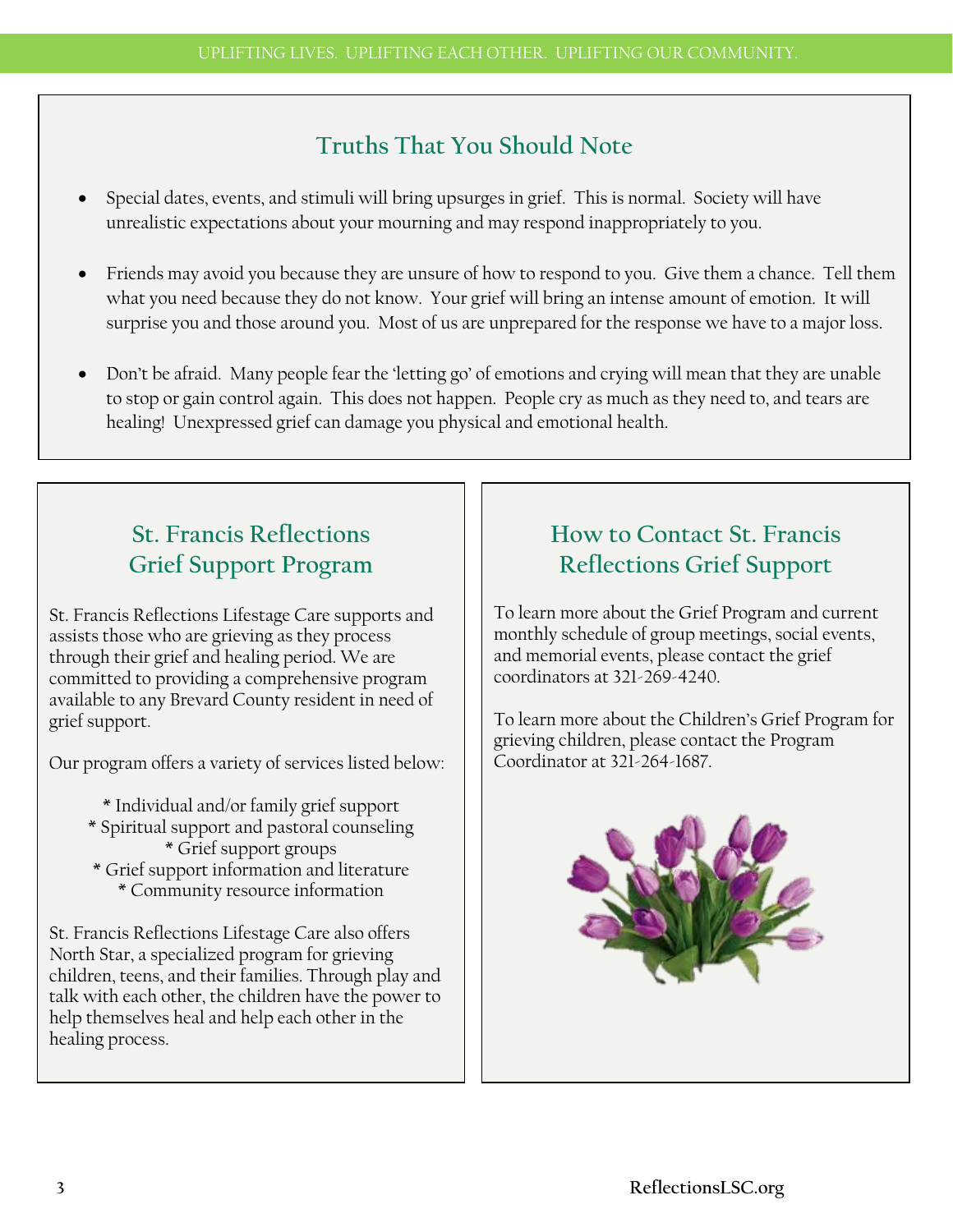## Truths That You Should Note

- Special dates, events, and stimuli will bring upsurges in grief. This is normal. Society will have unrealistic expectations about your mourning and may respond inappropriately to you.
- Friends may avoid you because they are unsure of how to respond to you. Give them a chance. Tell them what you need because they do not know. Your grief will bring an intense amount of emotion. It will surprise you and those around you. Most of us are unprepared for the response we have to a major loss.
- Don't be afraid. Many people fear the 'letting go' of emotions and crying will mean that they are unable to stop or gain control again. This does not happen. People cry as much as they need to, and tears are healing! Unexpressed grief can damage you physical and emotional health.

## St. Francis Reflections Grief Support Program

St. Francis Reflections Lifestage Care supports and assists those who are grieving as they process through their grief and healing period. We are committed to providing a comprehensive program available to any Brevard County resident in need of grief support.

Our program offers a variety of services listed below:

* Individual and/or family grief support
* Spiritual support and pastoral counseling
* Grief support groups
* Grief support information and literature
* Community resource information

St. Francis Reflections Lifestage Care also offers North Star, a specialized program for grieving children, teens, and their families. Through play and talk with each other, the children have the power to help themselves heal and help each other in the healing process.

## How to Contact St. Francis Reflections Grief Support

To learn more about the Grief Program and current monthly schedule of group meetings, social events, and memorial events, please contact the grief coordinators at 321-269-4240.

To learn more about the Children's Grief Program for grieving children, please contact the Program Coordinator at 321-264-1687.

ReflectionsLSC.org